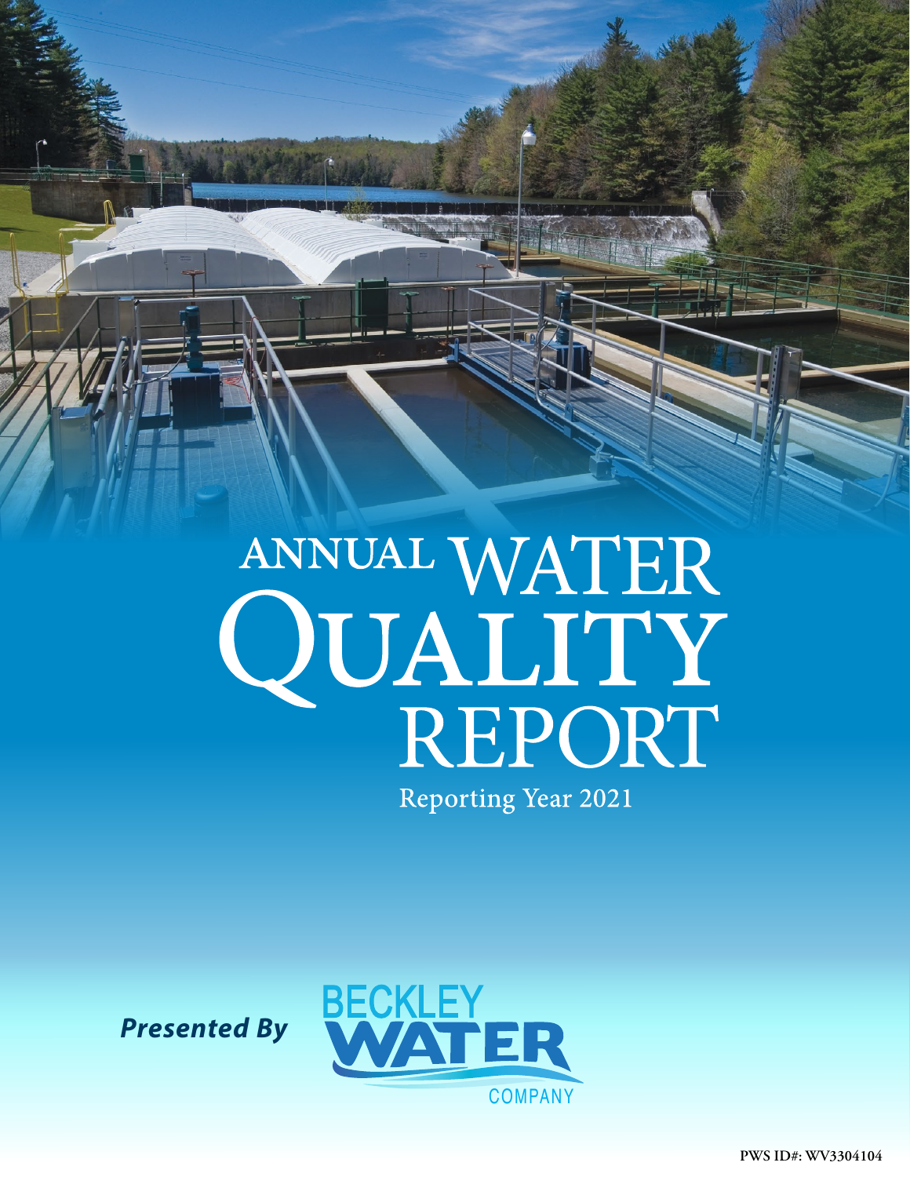# ANNUAL WATER QUALITY REPORT

Reporting Year 2021

*Presented By*

**BECKLEY WATER COMPANY**

PWS ID#: WV3304104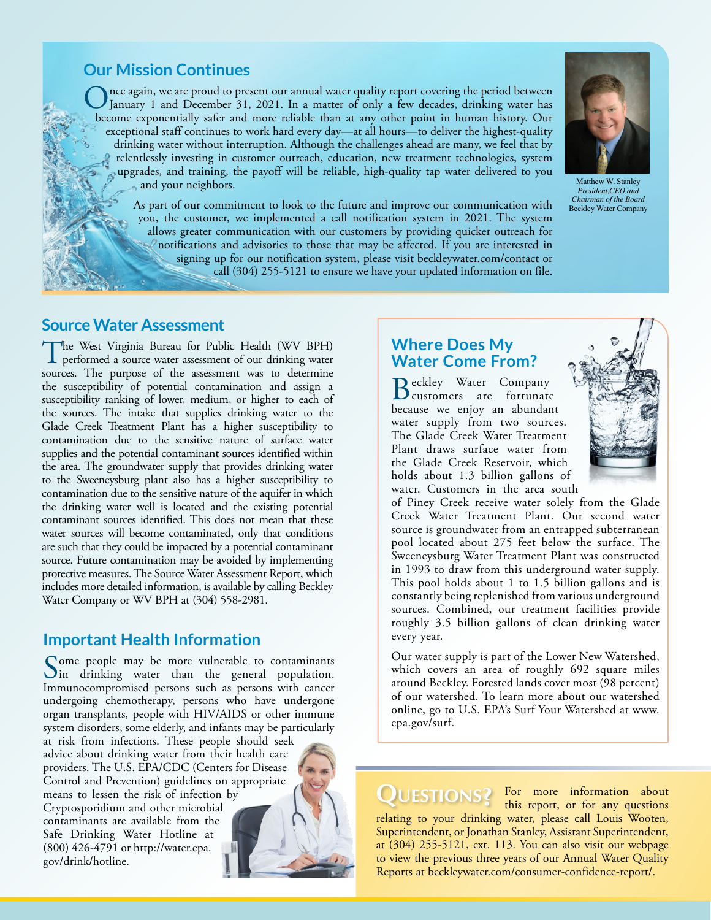## Our Mission Continues

Once again, we are proud to present our annual water quality report covering the period between January 1 and December 31, 2021. In a matter of only a few decades, drinking water has become exponentially safer and more reliable than at any other point in human history. Our exceptional staff continues to work hard every day—at all hours—to deliver the highest-quality drinking water without interruption. Although the challenges ahead are many, we feel that by relentlessly investing in customer outreach, education, new treatment technologies, system upgrades, and training, the payoff will be reliable, high-quality tap water delivered to you and your neighbors.

As part of our commitment to look to the future and improve our communication with you, the customer, we implemented a call notification system in 2021. The system allows greater communication with our customers by providing quicker outreach for notifications and advisories to those that may be affected. If you are interested in signing up for our notification system, please visit beckleywater.com/contact or call (304) 255-5121 to ensure we have your updated information on file.

Matthew W. Stanley
*President,CEO and Chairman of the Board*
Beckley Water Company

## Source Water Assessment

The West Virginia Bureau for Public Health (WV BPH) performed a source water assessment of our drinking water sources. The purpose of the assessment was to determine the susceptibility of potential contamination and assign a susceptibility ranking of lower, medium, or higher to each of the sources. The intake that supplies drinking water to the Glade Creek Treatment Plant has a higher susceptibility to contamination due to the sensitive nature of surface water supplies and the potential contaminant sources identified within the area. The groundwater supply that provides drinking water to the Sweeneysburg plant also has a higher susceptibility to contamination due to the sensitive nature of the aquifer in which the drinking water well is located and the existing potential contaminant sources identified. This does not mean that these water sources will become contaminated, only that conditions are such that they could be impacted by a potential contaminant source. Future contamination may be avoided by implementing protective measures. The Source Water Assessment Report, which includes more detailed information, is available by calling Beckley Water Company or WV BPH at (304) 558-2981.

## Important Health Information

Some people may be more vulnerable to contaminants in drinking water than the general population. Immunocompromised persons such as persons with cancer undergoing chemotherapy, persons who have undergone organ transplants, people with HIV/AIDS or other immune system disorders, some elderly, and infants may be particularly at risk from infections. These people should seek advice about drinking water from their health care providers. The U.S. EPA/CDC (Centers for Disease Control and Prevention) guidelines on appropriate means to lessen the risk of infection by Cryptosporidium and other microbial contaminants are available from the Safe Drinking Water Hotline at (800) 426-4791 or http://water.epa.gov/drink/hotline.

## Where Does My Water Come From?

Beckley Water Company customers are fortunate because we enjoy an abundant water supply from two sources. The Glade Creek Water Treatment Plant draws surface water from the Glade Creek Reservoir, which holds about 1.3 billion gallons of water. Customers in the area south of Piney Creek receive water solely from the Glade Creek Water Treatment Plant. Our second water source is groundwater from an entrapped subterranean pool located about 275 feet below the surface. The Sweeneysburg Water Treatment Plant was constructed in 1993 to draw from this underground water supply. This pool holds about 1 to 1.5 billion gallons and is constantly being replenished from various underground sources. Combined, our treatment facilities provide roughly 3.5 billion gallons of clean drinking water every year.

Our water supply is part of the Lower New Watershed, which covers an area of roughly 692 square miles around Beckley. Forested lands cover most (98 percent) of our watershed. To learn more about our watershed online, go to U.S. EPA's Surf Your Watershed at www.epa.gov/surf.

## Questions?

For more information about this report, or for any questions relating to your drinking water, please call Louis Wooten, Superintendent, or Jonathan Stanley, Assistant Superintendent, at (304) 255-5121, ext. 113. You can also visit our webpage to view the previous three years of our Annual Water Quality Reports at beckleywater.com/consumer-confidence-report/.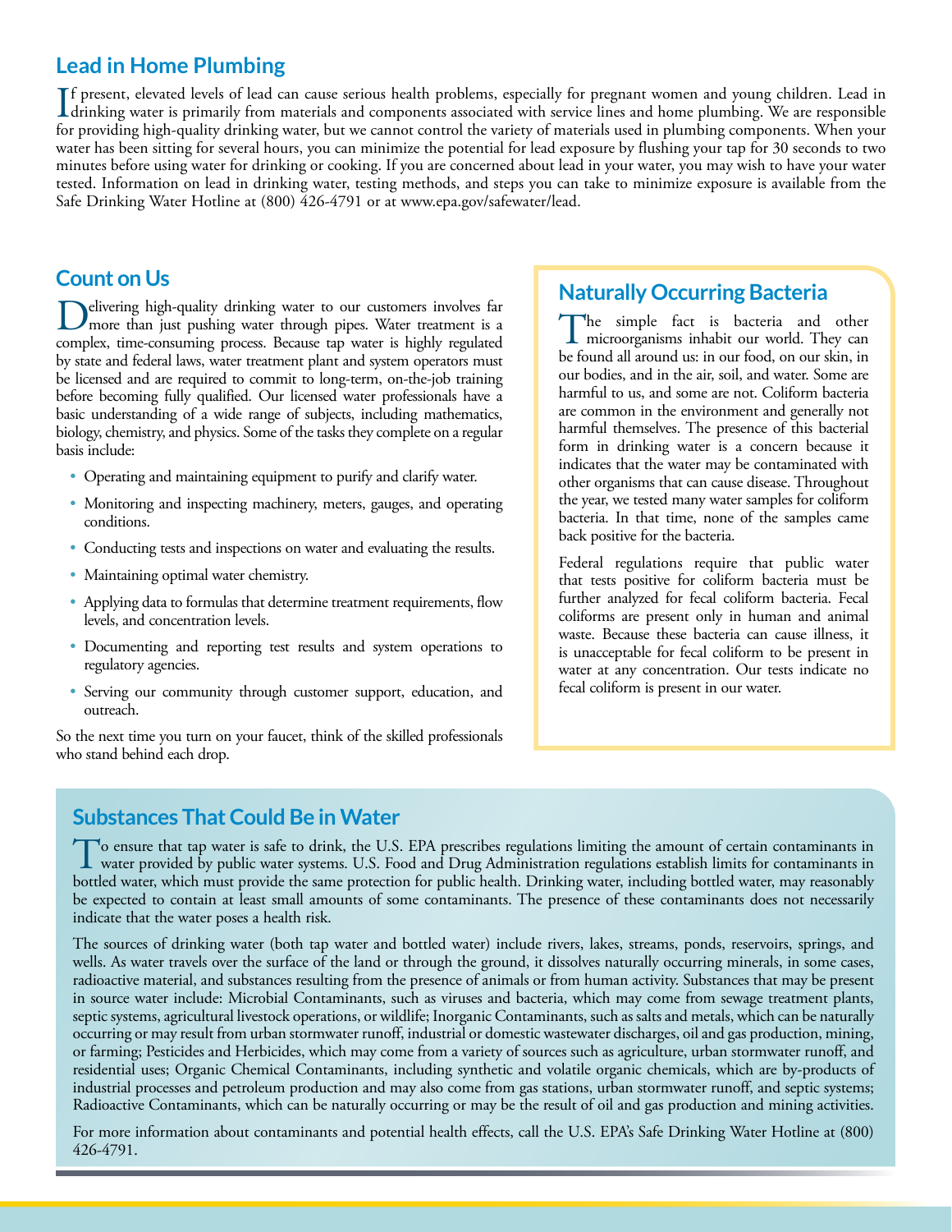## Lead in Home Plumbing

If present, elevated levels of lead can cause serious health problems, especially for pregnant women and young children. Lead in drinking water is primarily from materials and components associated with service lines and home plumbing. We are responsible for providing high-quality drinking water, but we cannot control the variety of materials used in plumbing components. When your water has been sitting for several hours, you can minimize the potential for lead exposure by flushing your tap for 30 seconds to two minutes before using water for drinking or cooking. If you are concerned about lead in your water, you may wish to have your water tested. Information on lead in drinking water, testing methods, and steps you can take to minimize exposure is available from the Safe Drinking Water Hotline at (800) 426-4791 or at www.epa.gov/safewater/lead.

## Count on Us

Delivering high-quality drinking water to our customers involves far more than just pushing water through pipes. Water treatment is a complex, time-consuming process. Because tap water is highly regulated by state and federal laws, water treatment plant and system operators must be licensed and are required to commit to long-term, on-the-job training before becoming fully qualified. Our licensed water professionals have a basic understanding of a wide range of subjects, including mathematics, biology, chemistry, and physics. Some of the tasks they complete on a regular basis include:

- Operating and maintaining equipment to purify and clarify water.
- Monitoring and inspecting machinery, meters, gauges, and operating conditions.
- Conducting tests and inspections on water and evaluating the results.
- Maintaining optimal water chemistry.
- Applying data to formulas that determine treatment requirements, flow levels, and concentration levels.
- Documenting and reporting test results and system operations to regulatory agencies.
- Serving our community through customer support, education, and outreach.

So the next time you turn on your faucet, think of the skilled professionals who stand behind each drop.

## Naturally Occurring Bacteria

The simple fact is bacteria and other microorganisms inhabit our world. They can be found all around us: in our food, on our skin, in our bodies, and in the air, soil, and water. Some are harmful to us, and some are not. Coliform bacteria are common in the environment and generally not harmful themselves. The presence of this bacterial form in drinking water is a concern because it indicates that the water may be contaminated with other organisms that can cause disease. Throughout the year, we tested many water samples for coliform bacteria. In that time, none of the samples came back positive for the bacteria.

Federal regulations require that public water that tests positive for coliform bacteria must be further analyzed for fecal coliform bacteria. Fecal coliforms are present only in human and animal waste. Because these bacteria can cause illness, it is unacceptable for fecal coliform to be present in water at any concentration. Our tests indicate no fecal coliform is present in our water.

## Substances That Could Be in Water

To ensure that tap water is safe to drink, the U.S. EPA prescribes regulations limiting the amount of certain contaminants in water provided by public water systems. U.S. Food and Drug Administration regulations establish limits for contaminants in bottled water, which must provide the same protection for public health. Drinking water, including bottled water, may reasonably be expected to contain at least small amounts of some contaminants. The presence of these contaminants does not necessarily indicate that the water poses a health risk.

The sources of drinking water (both tap water and bottled water) include rivers, lakes, streams, ponds, reservoirs, springs, and wells. As water travels over the surface of the land or through the ground, it dissolves naturally occurring minerals, in some cases, radioactive material, and substances resulting from the presence of animals or from human activity. Substances that may be present in source water include: Microbial Contaminants, such as viruses and bacteria, which may come from sewage treatment plants, septic systems, agricultural livestock operations, or wildlife; Inorganic Contaminants, such as salts and metals, which can be naturally occurring or may result from urban stormwater runoff, industrial or domestic wastewater discharges, oil and gas production, mining, or farming; Pesticides and Herbicides, which may come from a variety of sources such as agriculture, urban stormwater runoff, and residential uses; Organic Chemical Contaminants, including synthetic and volatile organic chemicals, which are by-products of industrial processes and petroleum production and may also come from gas stations, urban stormwater runoff, and septic systems; Radioactive Contaminants, which can be naturally occurring or may be the result of oil and gas production and mining activities.

For more information about contaminants and potential health effects, call the U.S. EPA's Safe Drinking Water Hotline at (800) 426-4791.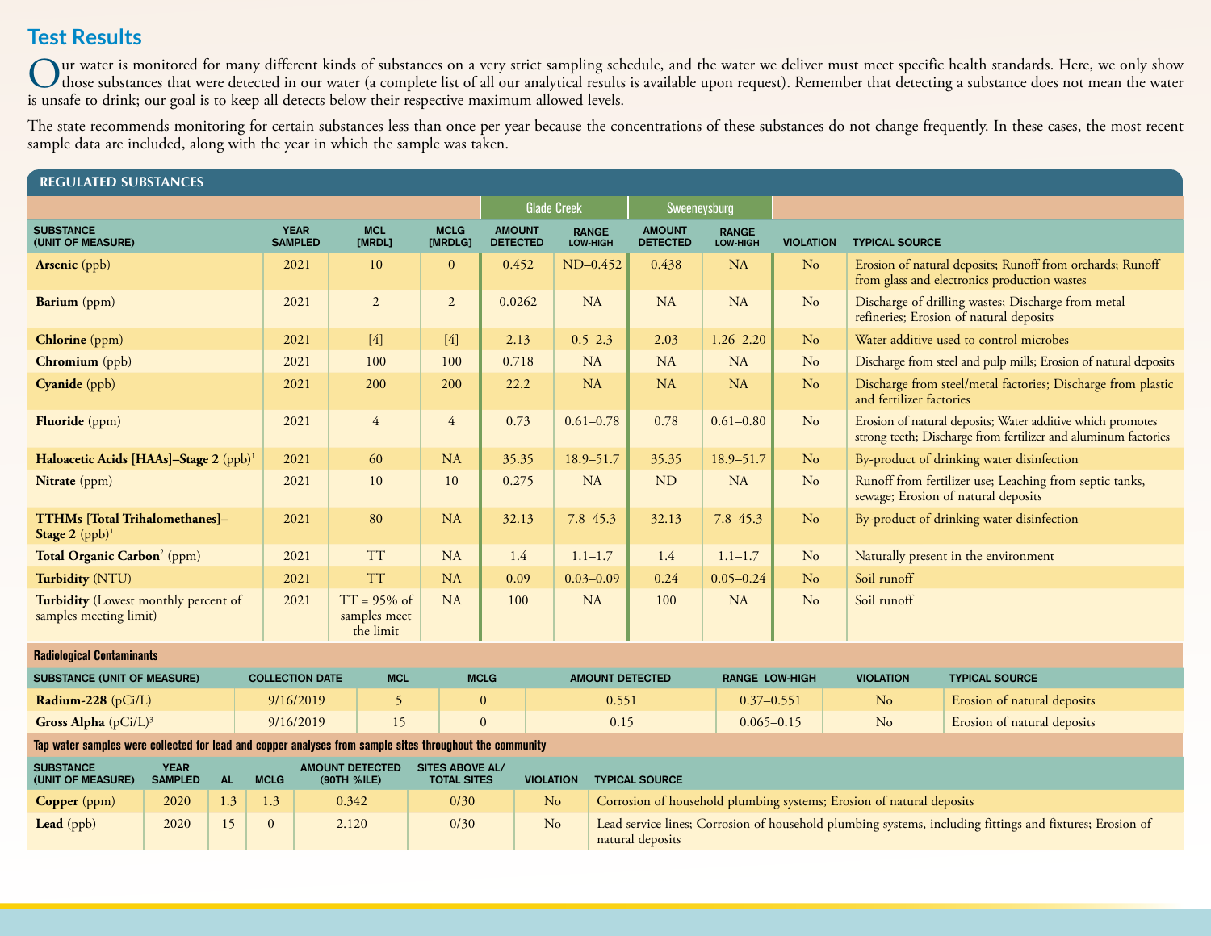## Test Results

Our water is monitored for many different kinds of substances on a very strict sampling schedule, and the water we deliver must meet specific health standards. Here, we only show those substances that were detected in our water (a complete list of all our analytical results is available upon request). Remember that detecting a substance does not mean the water is unsafe to drink; our goal is to keep all detects below their respective maximum allowed levels.

The state recommends monitoring for certain substances less than once per year because the concentrations of these substances do not change frequently. In these cases, the most recent sample data are included, along with the year in which the sample was taken.

### REGULATED SUBSTANCES

| | | | | Glade Creek | | Sweeneysburg | | | |
|---|---|---|---|---|---|---|---|---|---|
| SUBSTANCE (UNIT OF MEASURE) | YEAR SAMPLED | MCL [MRDL] | MCLG [MRDLG] | AMOUNT DETECTED | RANGE LOW-HIGH | AMOUNT DETECTED | RANGE LOW-HIGH | VIOLATION | TYPICAL SOURCE |
| **Arsenic** (ppb) | 2021 | 10 | 0 | 0.452 | ND–0.452 | 0.438 | NA | No | Erosion of natural deposits; Runoff from orchards; Runoff from glass and electronics production wastes |
| **Barium** (ppm) | 2021 | 2 | 2 | 0.0262 | NA | NA | NA | No | Discharge of drilling wastes; Discharge from metal refineries; Erosion of natural deposits |
| **Chlorine** (ppm) | 2021 | [4] | [4] | 2.13 | 0.5–2.3 | 2.03 | 1.26–2.20 | No | Water additive used to control microbes |
| **Chromium** (ppb) | 2021 | 100 | 100 | 0.718 | NA | NA | NA | No | Discharge from steel and pulp mills; Erosion of natural deposits |
| **Cyanide** (ppb) | 2021 | 200 | 200 | 22.2 | NA | NA | NA | No | Discharge from steel/metal factories; Discharge from plastic and fertilizer factories |
| **Fluoride** (ppm) | 2021 | 4 | 4 | 0.73 | 0.61–0.78 | 0.78 | 0.61–0.80 | No | Erosion of natural deposits; Water additive which promotes strong teeth; Discharge from fertilizer and aluminum factories |
| **Haloacetic Acids [HAAs]–Stage 2** (ppb)[1] | 2021 | 60 | NA | 35.35 | 18.9–51.7 | 35.35 | 18.9–51.7 | No | By-product of drinking water disinfection |
| **Nitrate** (ppm) | 2021 | 10 | 10 | 0.275 | NA | ND | NA | No | Runoff from fertilizer use; Leaching from septic tanks, sewage; Erosion of natural deposits |
| **TTHMs [Total Trihalomethanes]–Stage 2** (ppb)[1] | 2021 | 80 | NA | 32.13 | 7.8–45.3 | 32.13 | 7.8–45.3 | No | By-product of drinking water disinfection |
| **Total Organic Carbon**[2] (ppm) | 2021 | TT | NA | 1.4 | 1.1–1.7 | 1.4 | 1.1–1.7 | No | Naturally present in the environment |
| **Turbidity** (NTU) | 2021 | TT | NA | 0.09 | 0.03–0.09 | 0.24 | 0.05–0.24 | No | Soil runoff |
| **Turbidity** (Lowest monthly percent of samples meeting limit) | 2021 | TT = 95% of samples meet the limit | NA | 100 | NA | 100 | NA | No | Soil runoff |

### Radiological Contaminants

| SUBSTANCE (UNIT OF MEASURE) | COLLECTION DATE | MCL | MCLG | AMOUNT DETECTED | RANGE LOW-HIGH | VIOLATION | TYPICAL SOURCE |
|---|---|---|---|---|---|---|---|
| **Radium-228** (pCi/L) | 9/16/2019 | 5 | 0 | 0.551 | 0.37–0.551 | No | Erosion of natural deposits |
| **Gross Alpha** (pCi/L)[3] | 9/16/2019 | 15 | 0 | 0.15 | 0.065–0.15 | No | Erosion of natural deposits |

### Tap water samples were collected for lead and copper analyses from sample sites throughout the community

| SUBSTANCE (UNIT OF MEASURE) | YEAR SAMPLED | AL | MCLG | AMOUNT DETECTED (90TH %ILE) | SITES ABOVE AL/ TOTAL SITES | VIOLATION | TYPICAL SOURCE |
|---|---|---|---|---|---|---|---|
| **Copper** (ppm) | 2020 | 1.3 | 1.3 | 0.342 | 0/30 | No | Corrosion of household plumbing systems; Erosion of natural deposits |
| **Lead** (ppb) | 2020 | 15 | 0 | 2.120 | 0/30 | No | Lead service lines; Corrosion of household plumbing systems, including fittings and fixtures; Erosion of natural deposits |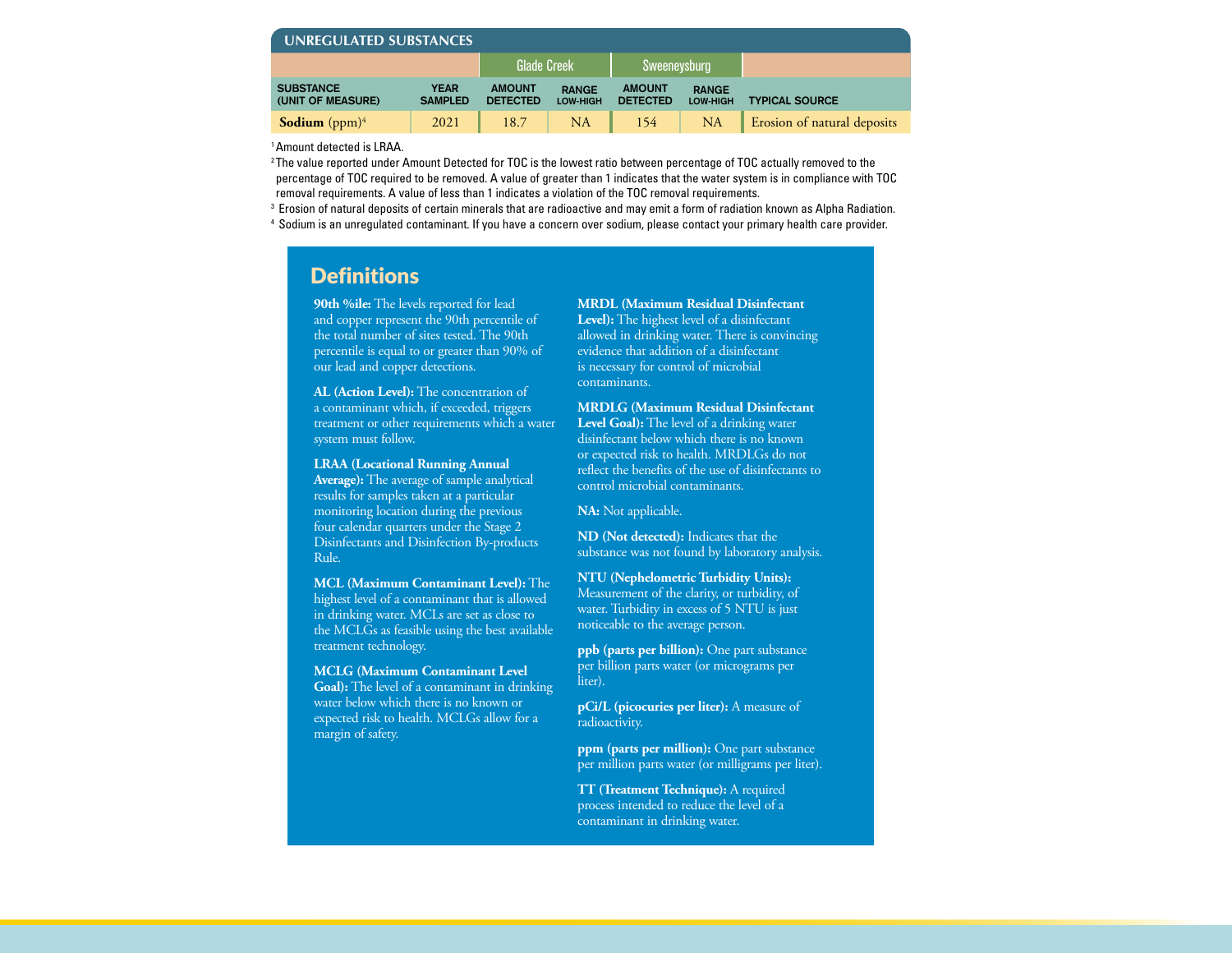## UNREGULATED SUBSTANCES

| | | Glade Creek | | Sweeneysburg | | |
|---|---|---|---|---|---|---|
| SUBSTANCE (UNIT OF MEASURE) | YEAR SAMPLED | AMOUNT DETECTED | RANGE LOW-HIGH | AMOUNT DETECTED | RANGE LOW-HIGH | TYPICAL SOURCE |
| **Sodium** (ppm)[4] | 2021 | 18.7 | NA | 154 | NA | Erosion of natural deposits |

[1] Amount detected is LRAA.

[2] The value reported under Amount Detected for TOC is the lowest ratio between percentage of TOC actually removed to the percentage of TOC required to be removed. A value of greater than 1 indicates that the water system is in compliance with TOC removal requirements. A value of less than 1 indicates a violation of the TOC removal requirements.

[3] Erosion of natural deposits of certain minerals that are radioactive and may emit a form of radiation known as Alpha Radiation.

[4] Sodium is an unregulated contaminant. If you have a concern over sodium, please contact your primary health care provider.

## Definitions

**90th %ile:** The levels reported for lead and copper represent the 90th percentile of the total number of sites tested. The 90th percentile is equal to or greater than 90% of our lead and copper detections.

**AL (Action Level):** The concentration of a contaminant which, if exceeded, triggers treatment or other requirements which a water system must follow.

**LRAA (Locational Running Annual Average):** The average of sample analytical results for samples taken at a particular monitoring location during the previous four calendar quarters under the Stage 2 Disinfectants and Disinfection By-products Rule.

**MCL (Maximum Contaminant Level):** The highest level of a contaminant that is allowed in drinking water. MCLs are set as close to the MCLGs as feasible using the best available treatment technology.

**MCLG (Maximum Contaminant Level Goal):** The level of a contaminant in drinking water below which there is no known or expected risk to health. MCLGs allow for a margin of safety.

**MRDL (Maximum Residual Disinfectant Level):** The highest level of a disinfectant allowed in drinking water. There is convincing evidence that addition of a disinfectant is necessary for control of microbial contaminants.

**MRDLG (Maximum Residual Disinfectant Level Goal):** The level of a drinking water disinfectant below which there is no known or expected risk to health. MRDLGs do not reflect the benefits of the use of disinfectants to control microbial contaminants.

**NA:** Not applicable.

**ND (Not detected):** Indicates that the substance was not found by laboratory analysis.

**NTU (Nephelometric Turbidity Units):** Measurement of the clarity, or turbidity, of water. Turbidity in excess of 5 NTU is just noticeable to the average person.

**ppb (parts per billion):** One part substance per billion parts water (or micrograms per liter).

**pCi/L (picocuries per liter):** A measure of radioactivity.

**ppm (parts per million):** One part substance per million parts water (or milligrams per liter).

**TT (Treatment Technique):** A required process intended to reduce the level of a contaminant in drinking water.